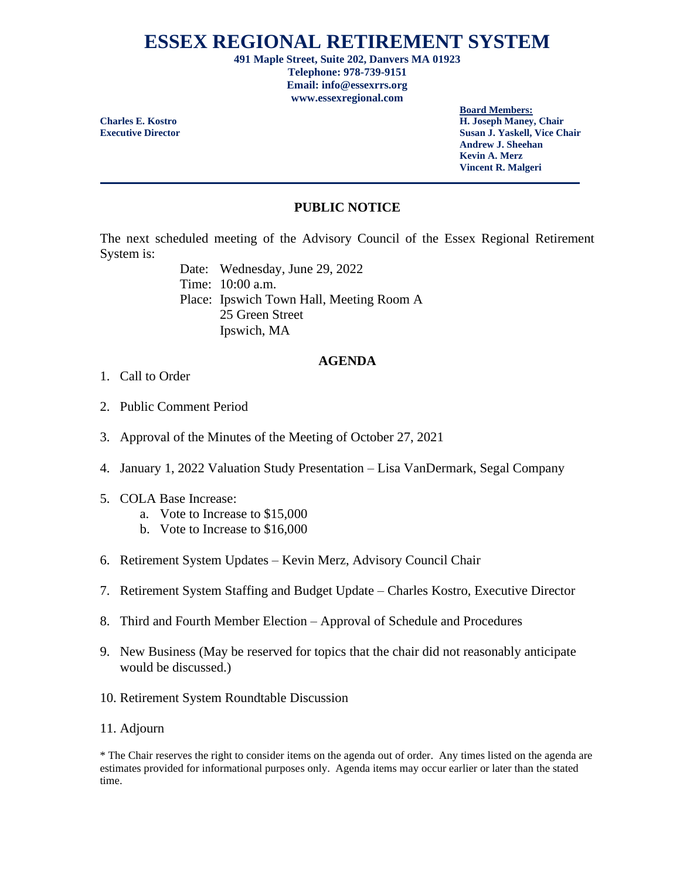# ESSEX REGIONAL RETIREMENT SYSTEM

**491 Maple Street, Suite 202, Danvers MA 01923**
**Telephone: 978-739-9151**
**Email: info@essexrrs.org**
**www.essexregional.com**

**Charles E. Kostro**
**Executive Director**

**Board Members:**
**H. Joseph Maney, Chair**
**Susan J. Yaskell, Vice Chair**
**Andrew J. Sheehan**
**Kevin A. Merz**
**Vincent R. Malgeri**

---

## PUBLIC NOTICE

The next scheduled meeting of the Advisory Council of the Essex Regional Retirement System is:

Date: Wednesday, June 29, 2022
Time: 10:00 a.m.
Place: Ipswich Town Hall, Meeting Room A
25 Green Street
Ipswich, MA

## AGENDA

1. Call to Order
2. Public Comment Period
3. Approval of the Minutes of the Meeting of October 27, 2021
4. January 1, 2022 Valuation Study Presentation – Lisa VanDermark, Segal Company
5. COLA Base Increase:
   a. Vote to Increase to $15,000
   b. Vote to Increase to $16,000
6. Retirement System Updates – Kevin Merz, Advisory Council Chair
7. Retirement System Staffing and Budget Update – Charles Kostro, Executive Director
8. Third and Fourth Member Election – Approval of Schedule and Procedures
9. New Business (May be reserved for topics that the chair did not reasonably anticipate would be discussed.)
10. Retirement System Roundtable Discussion
11. Adjourn

* The Chair reserves the right to consider items on the agenda out of order. Any times listed on the agenda are estimates provided for informational purposes only. Agenda items may occur earlier or later than the stated time.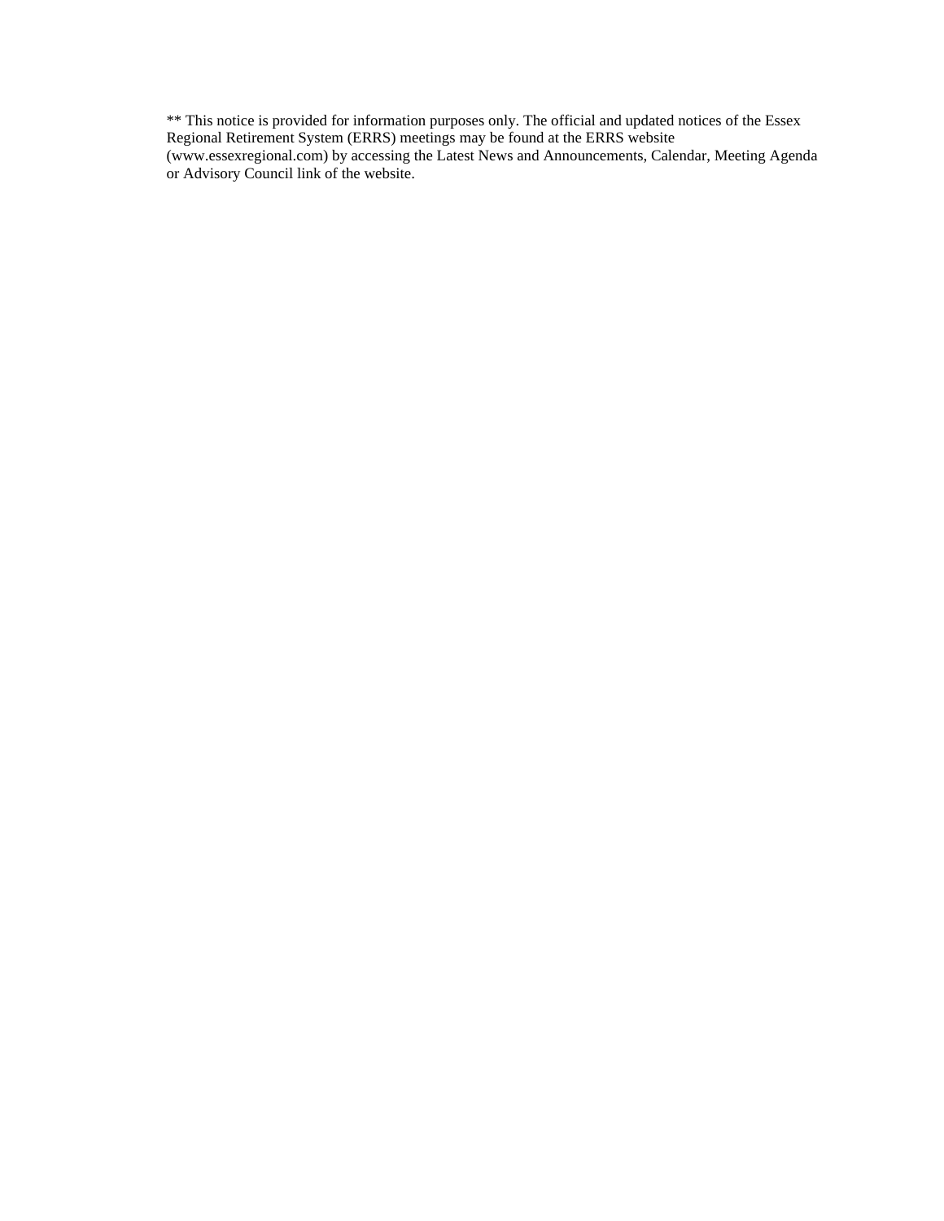** This notice is provided for information purposes only. The official and updated notices of the Essex Regional Retirement System (ERRS) meetings may be found at the ERRS website (www.essexregional.com) by accessing the Latest News and Announcements, Calendar, Meeting Agenda or Advisory Council link of the website.